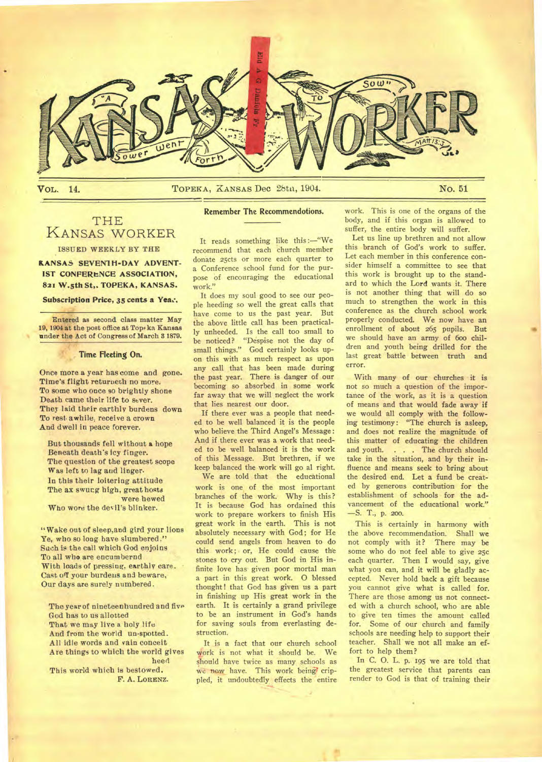# KANSAS WORKER

"A Sower went Forth To Sow" Matt 13:3

VOL. 14. TOPEKA, KANSAS Dec 28th, 1904. No. 51

## THE KANSAS WORKER

ISSUED WEEKLY BY THE

**KANSAS SEVENTH-DAY ADVENTIST CONFERENCE ASSOCIATION, 821 W. 5th St., TOPEKA, KANSAS.**

**Subscription Price, 35 cents a Year.**

Entered as second class matter May 19, 1904 at the post office at Topeka Kansas under the Act of Congress of March 3 1879.

### Time Fleeting On.

Once more a year has come and gone.
Time's flight returneth no more.
To some who once so brightly shone
Death came their life to sever.
They laid their earthly burdens down
To rest awhile, receive a crown
And dwell in peace forever.

But thousands fell without a hope
Beneath death's icy finger.
The question of the greatest scope
Was left to lag and linger.
In this their loitering attitude
The ax swung high, great hosts were hewed
Who wore the devil's blinker.

"Wake out of sleep, and gird your loins
Ye, who so long have slumbered."
Such is the call which God enjoins
To all who are encumbered
With loads of pressing, earthly care.
Cast off your burdens and beware,
Our days are surely numbered.

The year of nineteenhundred and five
God has to us allotted
That we may live a holy life
And from the world un-spotted.
All idle words and vain conceit
Are things to which the world gives heed
This world which is bestowed.

F. A. LORENZ.

### Remember The Recommendotions.

It reads something like this:—"We recommend that each church member donate 25cts or more each quarter to a Conference school fund for the purpose of encouraging the educational work."

It does my soul good to see our people heeding so well the great calls that have come to us the past year. But the above little call has been practically unheeded. Is the call too small to be noticed? "Despise not the day of small things." God certainly looks upon this with as much respect as upon any call that has been made during the past year. There is danger of our becoming so absorbed in some work far away that we will neglect the work that lies nearest our door.

If there ever was a people that needed to be well balanced it is the people who believe the Third Angel's Message: And if there ever was a work that needed to be well balanced it is the work of this Message. But brethren, if we keep balanced the work will go al right.

We are told that the educational work is one of the most important branches of the work. Why is this? It is because God has ordained this work to prepare workers to finish His great work in the earth. This is not absolutely necessary with God; for He could send angels from heaven to do this work; or, He could cause the stones to cry out. But God in His infinite love has given poor mortal man a part in this great work. O blessed thought! that God has given us a part in finishing up His great work in the earth. It is certainly a grand privilege to be an instrument in God's hands for saving souls from everlasting destruction.

It is a fact that our church school work is not what it should be. We should have twice as many schools as we now have. This work being crippled, it undoubtedly effects the entire work. This is one of the organs of the body, and if this organ is allowed to suffer, the entire body will suffer.

Let us line up brethren and not allow this branch of God's work to suffer. Let each member in this conference consider himself a committee to see that this work is brought up to the standard to which the Lord wants it. There is not another thing that will do so much to strengthen the work in this conference as the church school work properly conducted. We now have an enrollment of about 265 pupils. But we should have an army of 600 children and youth being drilled for the last great battle between truth and error.

With many of our churches it is not so much a question of the importance of the work, as it is a question of means and that would fade away if we would all comply with the following testimony: "The church is asleep, and does not realize the magnitude of this matter of educating the children and youth. . . . The church should take in the situation, and by their influence and means seek to bring about the desired end. Let a fund be created by generous contribution for the establishment of schools for the advancement of the educational work." —S. T., p. 200.

This is certainly in harmony with the above recommendation. Shall we not comply with it? There may be some who do not feel able to give 25c each quarter. Then I would say, give what you can, and it will be gladly accepted. Never hold back a gift because you cannot give what is called for. There are those among us not connected with a church school, who are able to give ten times the amount called for. Some of our church and family schools are needing help to support their teacher. Shall we not all make an effort to help them?

In C. O. L. p. 195 we are told that the greatest service that parents can render to God is that of training their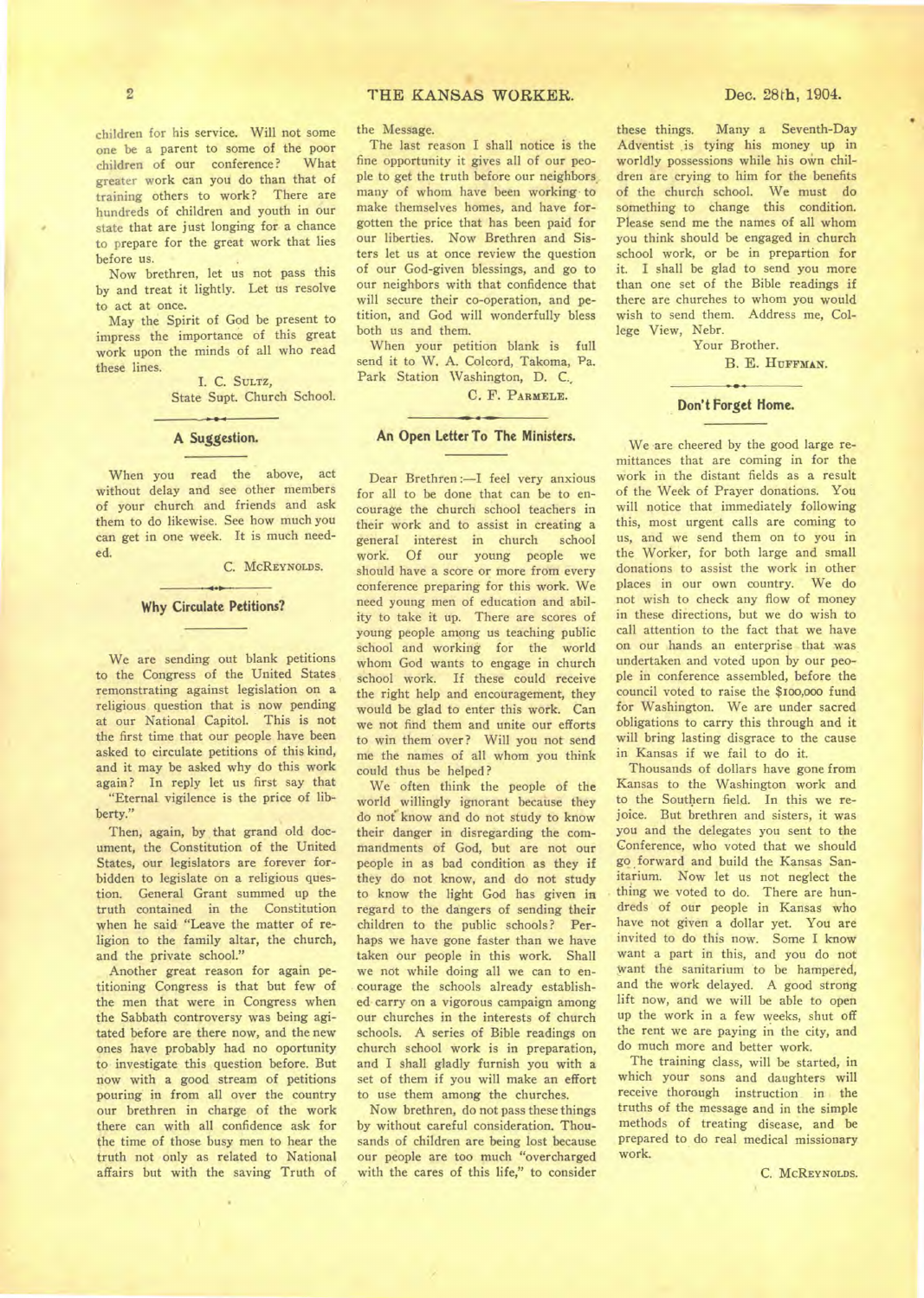children for his service. Will not some one be a parent to some of the poor children of our conference? What greater work can you do than that of training others to work? There are hundreds of children and youth in our state that are just longing for a chance to prepare for the great work that lies before us.

Now brethren, let us not pass this by and treat it lightly. Let us resolve to act at once.

May the Spirit of God be present to impress the importance of this great work upon the minds of all who read these lines.

I. C. SULTZ,
State Supt. Church School.

## A Suggestion.

When you read the above, act without delay and see other members of your church and friends and ask them to do likewise. See how much you can get in one week. It is much needed.

C. MCREYNOLDS.

## Why Circulate Petitions?

We are sending out blank petitions to the Congress of the United States remonstrating against legislation on a religious question that is now pending at our National Capitol. This is not the first time that our people have been asked to circulate petitions of this kind, and it may be asked why do this work again? In reply let us first say that "Eternal vigilence is the price of liberty."

Then, again, by that grand old document, the Constitution of the United States, our legislators are forever forbidden to legislate on a religious question. General Grant summed up the truth contained in the Constitution when he said "Leave the matter of religion to the family altar, the church, and the private school."

Another great reason for again petitioning Congress is that but few of the men that were in Congress when the Sabbath controversy was being agitated before are there now, and the new ones have probably had no opportunity to investigate this question before. But now with a good stream of petitions pouring in from all over the country our brethren in charge of the work there can with all confidence ask for the time of those busy men to hear the truth not only as related to National affairs but with the saving Truth of the Message.

The last reason I shall notice is the fine opportunity it gives all of our people to get the truth before our neighbors, many of whom have been working to make themselves homes, and have forgotten the price that has been paid for our liberties. Now Brethren and Sisters let us at once review the question of our God-given blessings, and go to our neighbors with that confidence that will secure their co-operation, and petition, and God will wonderfully bless both us and them.

When your petition blank is full send it to W. A. Colcord, Takoma, Pa. Park Station Washington, D. C.

C. F. PARMELE.

## An Open Letter To The Ministers.

Dear Brethren:—I feel very anxious for all to be done that can be to encourage the church school teachers in their work and to assist in creating a general interest in church school work. Of our young people we should have a score or more from every conference preparing for this work. We need young men of education and ability to take it up. There are scores of young people among us teaching public school and working for the world whom God wants to engage in church school work. If these could receive the right help and encouragement, they would be glad to enter this work. Can we not find them and unite our efforts to win them over? Will you not send me the names of all whom you think could thus be helped?

We often think the people of the world willingly ignorant because they do not know and do not study to know their danger in disregarding the commandments of God, but are not our people in as bad condition as they if they do not know, and do not study to know the light God has given in regard to the dangers of sending their children to the public schools? Perhaps we have gone faster than we have taken our people in this work. Shall we not while doing all we can to encourage the schools already established carry on a vigorous campaign among our churches in the interests of church schools. A series of Bible readings on church school work is in preparation, and I shall gladly furnish you with a set of them if you will make an effort to use them among the churches.

Now brethren, do not pass these things by without careful consideration. Thousands of children are being lost because our people are too much "overcharged with the cares of this life," to consider these things. Many a Seventh-Day Adventist is tying his money up in worldly possessions while his own children are crying to him for the benefits of the church school. We must do something to change this condition. Please send me the names of all whom you think should be engaged in church school work, or be in prepartion for it. I shall be glad to send you more than one set of the Bible readings if there are churches to whom you would wish to send them. Address me, College View, Nebr.

Your Brother.
B. E. HUFFMAN.

## Don't Forget Home.

We are cheered by the good large remittances that are coming in for the work in the distant fields as a result of the Week of Prayer donations. You will notice that immediately following this, most urgent calls are coming to us, and we send them on to you in the Worker, for both large and small donations to assist the work in other places in our own country. We do not wish to check any flow of money in these directions, but we do wish to call attention to the fact that we have on our hands an enterprise that was undertaken and voted upon by our people in conference assembled, before the council voted to raise the $100,000 fund for Washington. We are under sacred obligations to carry this through and it will bring lasting disgrace to the cause in Kansas if we fail to do it.

Thousands of dollars have gone from Kansas to the Washington work and to the Southern field. In this we rejoice. But brethren and sisters, it was you and the delegates you sent to the Conference, who voted that we should go forward and build the Kansas Sanitarium. Now let us not neglect the thing we voted to do. There are hundreds of our people in Kansas who have not given a dollar yet. You are invited to do this now. Some I know want a part in this, and you do not want the sanitarium to be hampered, and the work delayed. A good strong lift now, and we will be able to open up the work in a few weeks, shut off the rent we are paying in the city, and do much more and better work.

The training class, will be started, in which your sons and daughters will receive thorough instruction in the truths of the message and in the simple methods of treating disease, and be prepared to do real medical missionary work.

C. MCREYNOLDS.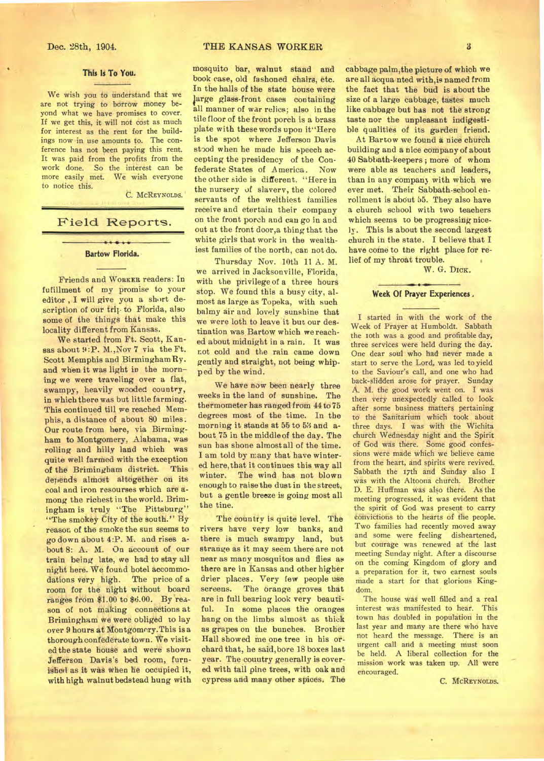## This Is To You.

We wish you to understand that we are not trying to borrow money beyond what we have promises to cover. If we get this, it will not cost as much for interest as the rent for the buildings now in use amounts to. The conference has not been paying this rent. It was paid from the profits from the work done. So the interest can be more easily met. We wish everyone to notice this.

C. McREYNOLDS.

# Field Reports.

### Bartow Florida.

Friends and WORKER readers: In fulfillment of my promise to your editor, I will give you a short description of our trip to Florida, also some of the things that make this locality different from Kansas.

We started from Ft. Scott, Kansas about 9:P. M., Nov 7 via the Ft. Scott Memphis and Birmingham Ry. and when it was light in the morning we were traveling over a flat, swampy, heavily wooded country, in which there was but little farming. This continued till we reached Memphis, a distance of about 80 miles. Our route from here, via Birmingham to Montgomery, Alabama, was rolling and hilly land which was quite well farmed with the exception of the Brimingham district. This depends almost altogether on its coal and iron resourses which are among the richest in the world. Brimingham is truly "The Pittsburg" "The smokey City of the south." By reason of the smoke the sun seems to go down about 4:P. M. and rises about 8: A. M. On account of our train being late, we had to stay all night here. We found hotel accommodations very high. The price of a room for the night without board ranges from $1.00 to $6.00. By reason of not making connections at Brimingham we were obliged to lay over 9 hours at Montgomery. This is a thorough confederate town. We visited the state house and were shown Jefferson Davis's bed room, furnished as it was when he occupied it, with high walnut bedstead hung with mosquito bar, walnut stand and book case, old fashoned chairs, etc. In the halls of the state house were large glass-front cases containing all manner of war relics; also in the tile floor of the front porch is a brass plate with these words upon it "Here is the spot where Jefferson Davis stood when he made his speech accepting the presidency of the Confederate States of America. Now the other side is different. "Here in the nursery of slavery, the colored servants of the welthiest families receive and etertain their company on the front porch and can go in and out at the front door, a thing that the white girls that work in the wealthiest families of the north, can not do.

Thursday Nov. 10th 11 A. M. we arrived in Jacksonville, Florida, with the privilege of a three hours stop. We found this a busy city, almost as large as Topeka, with such balmy air and lovely sunshine that we were loth to leave it but our destination was Bartow which we reached about midnight in a rain. It was not cold and the rain came down gently and straight, not being whipped by the wind.

We have now been nearly three weeks in the land of sunshine. The thermometer has ranged from 44 to 75 degrees most of the time. In the morning it stands at 55 to 58 and about 75 in the middle of the day. The sun has shone almost all of the time. I am told by many that have wintered here, that it continues this way all winter. The wind has not blown enough to raise the dust in the street, but a gentle breeze is going most all the time.

The country is quite level. The rivers have very low banks, and there is much swampy land, but strange as it may seem there are not near as many mosquitos and flies as there are in Kansas and other higher drier places. Very few people use screens. The orange groves that are in full bearing look very beautiful. In some places the oranges hang on the limbs almost as thick as grapes on the bunches. Brother Hall showed me one tree in his orchard that, he said, bore 18 boxes last year. The couutry generally is covered with tall pine trees, with oak and cypress and many other spices. The cabbage palm, the picture of which we are all acquainted with, is named from the fact that the bud is about the size of a large cabbage, tastes much like cabbage but has not the strong taste nor the unpleasant indigestible qualities of its garden friend.

At Bartow we found a nice church building and a nice company of about 40 Sabbath-keepers; more of whom were able as teachers and leaders, than in any company with which we ever met. Their Sabbath-school enrollment is about 55. They also have a church school with two teachers which seems to be progressing nicely. This is about the second largest church in the state. I believe that I have come to the right place for relief of my throat trouble.

W. G. DICK.

### Week Of Prayer Experiences.

I started in with the work of the Week of Prayer at Humboldt. Sabbath the 10th was a good and profitable day, three services were held during the day. One dear soul who had never made a start to serve the Lord, was led to yield to the Saviour's call, and one who had back-slidden arose for prayer. Sunday A. M. the good work went on. I was then very unexpectedly called to look after some business matters pertaining to the Sanitarium which took about three days. I was with the Wichita church Wednesday night and the Spirit of God was there. Some good confessions were made which we believe came from the heart, and spirits were revived. Sabbath the 17th and Sunday also I was with the Altoona church. Brother D. E. Huffman was also there. As the meeting progressed, it was evident that the spirit of God was present to carry convictions to the hearts of the people. Two families had recently moved away and some were feeling disheartened, but courage was renewed at the last meeting Sunday night. After a discourse on the coming Kingdom of glory and a preparation for it, two earnest souls made a start for that glorious Kingdom.

The house was well filled and a real interest was manifested to hear. This town has doubled in population in the last year and many are there who have not heard the message. There is an urgent call and a meeting must soon be held. A liberal collection for the mission work was taken up. All were encouraged.

C. McREYNOLDS.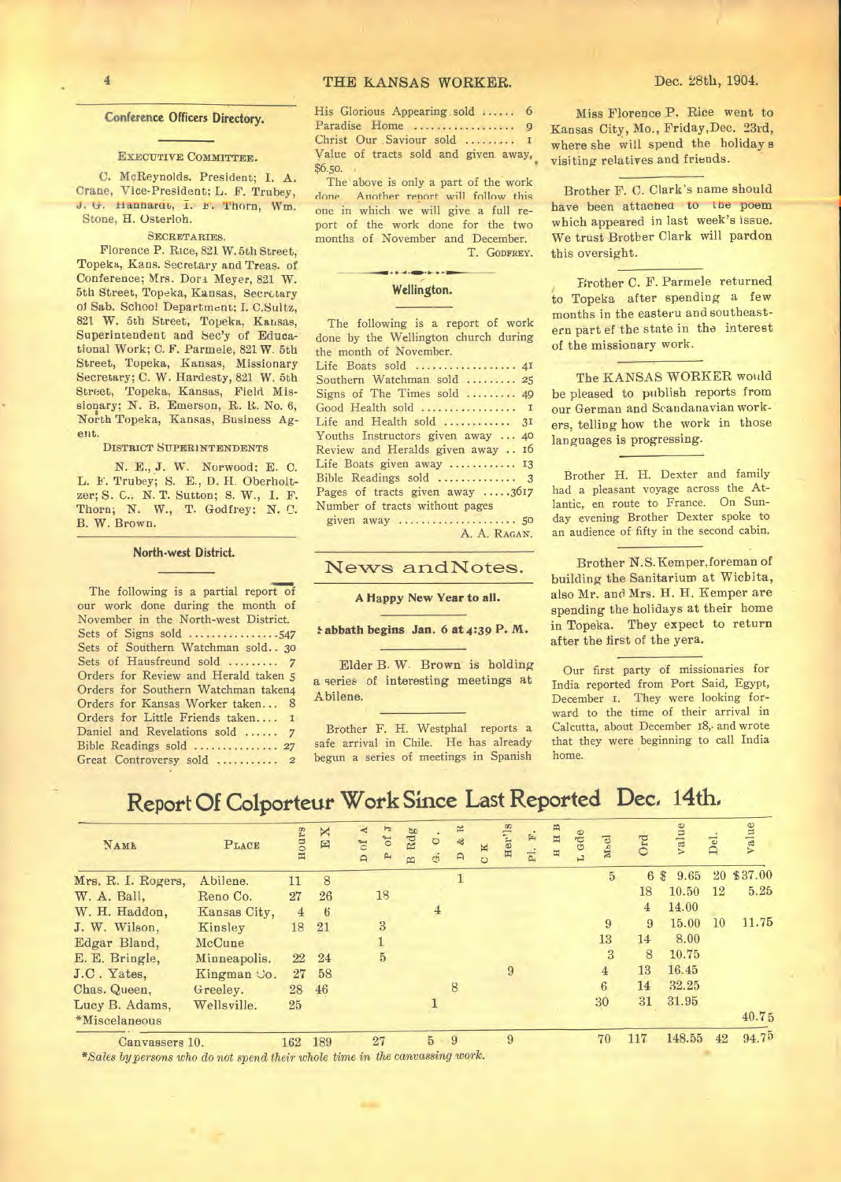## Conference Officers Directory.

EXECUTIVE COMMITTEE.

C. McReynolds. President; I. A. Crane, Vice-President; L. F. Trubey, J. G. Hannardt, I. F. Thorn, Wm. Stone, H. Osterloh.

SECRETARIES.

Florence P. Rice, 821 W. 5th Street, Topeka, Kans. Secretary and Treas. of Conference; Mrs. Dora Meyer, 821 W. 5th Street, Topeka, Kansas, Secretary of Sab. School Department; I. C. Sultz, 821 W. 5th Street, Topeka, Kansas, Superintendent and Sec'y of Educational Work; C. F. Parmele, 821 W. 5th Street, Topeka, Kansas, Missionary Secretary; C. W. Hardesty, 821 W. 5th Street, Topeka, Kansas, Field Missionary; N. B. Emerson, R. R. No. 6, North Topeka, Kansas, Business Agent.

DISTRICT SUPERINTENDENTS

N. E., J. W. Norwood; E. C. L. F. Trubey; S. E., D. H. Oberholtzer; S. C., N. T. Sutton; S. W., I. F. Thorn; N. W., T. Godfrey; N. C. B. W. Brown.

## North-west District.

The following is a partial report of our work done during the month of November in the North-west District.

Sets of Signs sold ................547
Sets of Southern Watchman sold.. 30
Sets of Hausfreund sold ......... 7
Orders for Review and Herald taken 5
Orders for Southern Watchman taken4
Orders for Kansas Worker taken... 8
Orders for Little Friends taken.... 1
Daniel and Revelations sold ...... 7
Bible Readings sold ................ 27
Great Controversy sold ........... 2
His Glorious Appearing sold ...... 6
Paradise Home .................... 9
Christ Our Saviour sold .......... 1
Value of tracts sold and given away, $6.50.

The above is only a part of the work done. Another report will follow this one in which we will give a full report of the work done for the two months of November and December.

T. GODFREY.

## Wellington.

The following is a report of work done by the Wellington church during the month of November.

Life Boats sold .................. 41
Southern Watchman sold ......... 25
Signs of The Times sold ......... 49
Good Health sold ................. 1
Life and Health sold ............ 31
Youths Instructors given away ... 40
Review and Heralds given away .. 16
Life Boats given away ............ 13
Bible Readings sold .............. 3
Pages of tracts given away .....3617
Number of tracts without pages given away ..................... 50

A. A. RAGAN.

## News and Notes.

**A Happy New Year to all.**

**Sabbath begins Jan. 6 at 4:39 P. M.**

Elder B. W. Brown is holding a series of interesting meetings at Abilene.

Brother F. H. Westphal reports a safe arrival in Chile. He has already begun a series of meetings in Spanish

Miss Florence P. Rice went to Kansas City, Mo., Friday, Dec. 23rd, where she will spend the holidays visiting relatives and friends.

Brother F. C. Clark's name should have been attached to the poem which appeared in last week's issue. We trust Brother Clark will pardon this oversight.

Brother C. F. Parmele returned to Topeka after spending a few months in the eastern and southeastern part of the state in the interest of the missionary work.

The KANSAS WORKER would be pleased to publish reports from our German and Scandanavian workers, telling how the work in those languages is progressing.

Brother H. H. Dexter and family had a pleasant voyage across the Atlantic, en route to France. On Sunday evening Brother Dexter spoke to an audience of fifty in the second cabin.

Brother N. S. Kemper, foreman of building the Sanitarium at Wichita, also Mr. and Mrs. H. H. Kemper are spending the holidays at their home in Topeka. They expect to return after the first of the yera.

Our first party of missionaries for India reported from Port Said, Egypt, December 1. They were looking forward to the time of their arrival in Calcutta, about December 18, and wrote that they were beginning to call India home.

## Report Of Colporteur Work Since Last Reported Dec. 14th.

| NAME | PLACE | Hours | EX | D of A | P of J | B Rdg | G. C. | D & R | C K | Her'ls | Pl. F. | H H B | L Gde | Mscl | Ord | value | Del. | Value |
|---|---|---|---|---|---|---|---|---|---|---|---|---|---|---|---|---|---|---|
| Mrs. R. I. Rogers, | Abilene. | 11 | 8 | | | | | 1 | | | | | | 5 | 6 | $ 9.65 | 20 | $37.00 |
| W. A. Ball, | Reno Co. | 27 | 26 | | 18 | | | | | | | | | | 18 | 10.50 | 12 | 5.25 |
| W. H. Haddon, | Kansas City, | 4 | 6 | | | | 4 | | | | | | | | 4 | 14.00 | | |
| J. W. Wilson, | Kinsley | 18 | 21 | | 3 | | | | | | | | | 9 | 9 | 15.00 | 10 | 11.75 |
| Edgar Bland, | McCune | | | | 1 | | | | | | | | | 13 | 14 | 8.00 | | |
| E. E. Bringle, | Minneapolis. | 22 | 24 | | 5 | | | | | | | | | 3 | 8 | 10.75 | | |
| J.C. Yates, | Kingman Co. | 27 | 58 | | | | | | | 9 | | | | 4 | 13 | 16.45 | | |
| Chas. Queen, | Greeley. | 28 | 46 | | | | | 8 | | | | | | 6 | 14 | 32.25 | | |
| Lucy B. Adams, | Wellsville. | 25 | | | | | 1 | | | | | | | 30 | 31 | 31.95 | | |
| *Miscelaneous | | | | | | | | | | | | | | | | | | 40.75 |
| Canvassers 10. | | 162 | 189 | | 27 | | 5 | 9 | | 9 | | | | 70 | 117 | 148.55 | 42 | 94.75 |

*Sales by persons who do not spend their whole time in the canvassing work.*